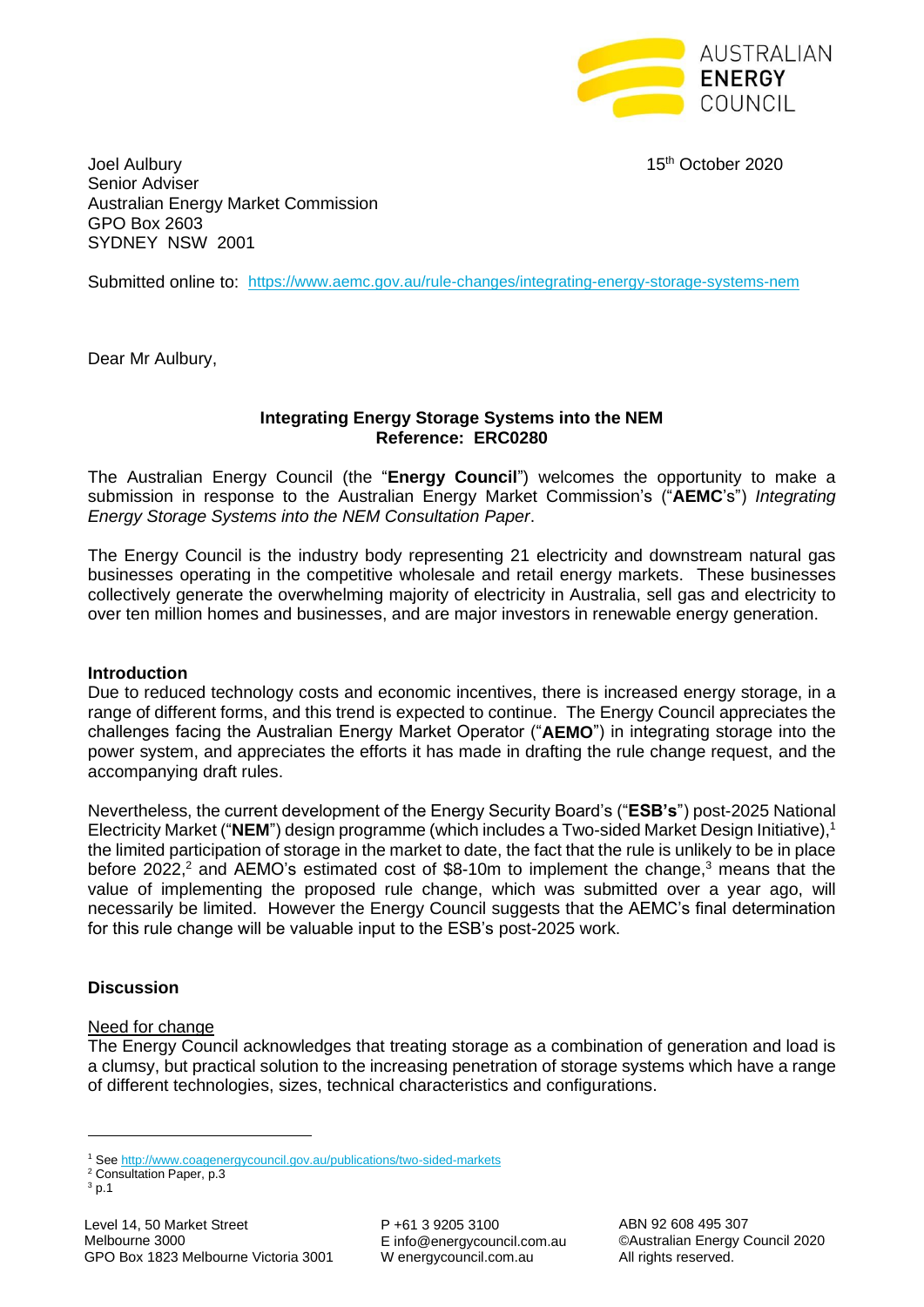Joel Aulbury
Senior Adviser
Australian Energy Market Commission
GPO Box 2603
SYDNEY NSW 2001

15th October 2020

Submitted online to: https://www.aemc.gov.au/rule-changes/integrating-energy-storage-systems-nem

Dear Mr Aulbury,

**Integrating Energy Storage Systems into the NEM**
**Reference: ERC0280**

The Australian Energy Council (the "**Energy Council**") welcomes the opportunity to make a submission in response to the Australian Energy Market Commission's ("**AEMC**'s") *Integrating Energy Storage Systems into the NEM Consultation Paper*.

The Energy Council is the industry body representing 21 electricity and downstream natural gas businesses operating in the competitive wholesale and retail energy markets. These businesses collectively generate the overwhelming majority of electricity in Australia, sell gas and electricity to over ten million homes and businesses, and are major investors in renewable energy generation.

### Introduction

Due to reduced technology costs and economic incentives, there is increased energy storage, in a range of different forms, and this trend is expected to continue. The Energy Council appreciates the challenges facing the Australian Energy Market Operator ("**AEMO**") in integrating storage into the power system, and appreciates the efforts it has made in drafting the rule change request, and the accompanying draft rules.

Nevertheless, the current development of the Energy Security Board's ("**ESB's**") post-2025 National Electricity Market ("**NEM**") design programme (which includes a Two-sided Market Design Initiative),[1] the limited participation of storage in the market to date, the fact that the rule is unlikely to be in place before 2022,[2] and AEMO's estimated cost of $8-10m to implement the change,[3] means that the value of implementing the proposed rule change, which was submitted over a year ago, will necessarily be limited. However the Energy Council suggests that the AEMC's final determination for this rule change will be valuable input to the ESB's post-2025 work.

### Discussion

<u>Need for change</u>

The Energy Council acknowledges that treating storage as a combination of generation and load is a clumsy, but practical solution to the increasing penetration of storage systems which have a range of different technologies, sizes, technical characteristics and configurations.

---

[1] See http://www.coagenergycouncil.gov.au/publications/two-sided-markets
[2] Consultation Paper, p.3
[3] p.1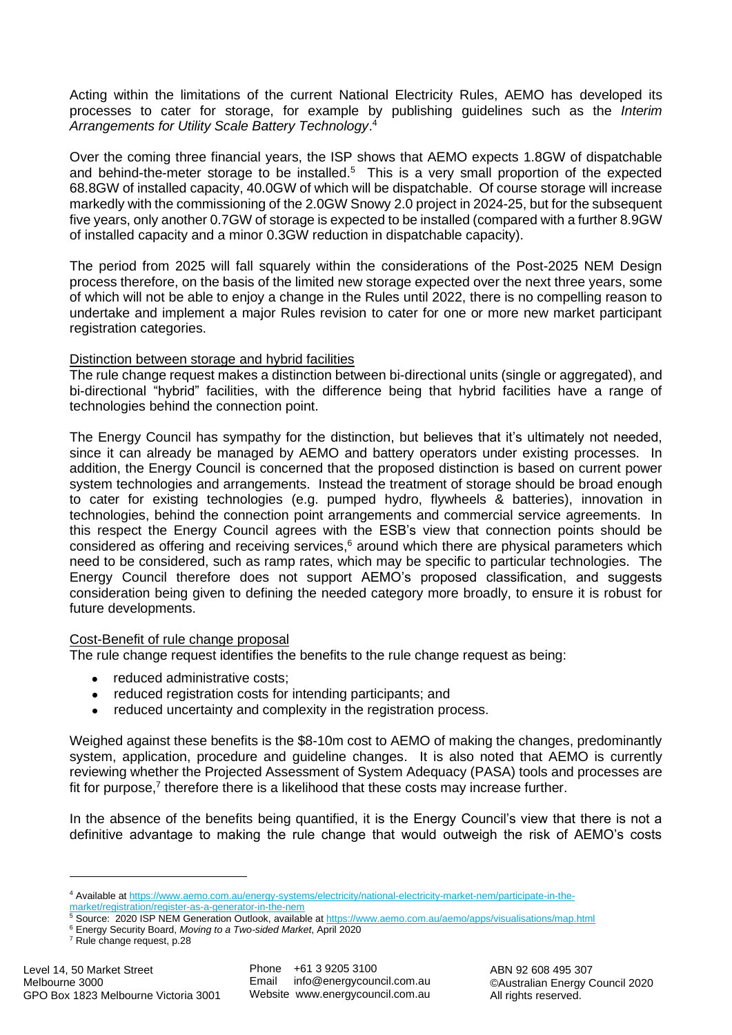Acting within the limitations of the current National Electricity Rules, AEMO has developed its processes to cater for storage, for example by publishing guidelines such as the *Interim Arrangements for Utility Scale Battery Technology*.[4]

Over the coming three financial years, the ISP shows that AEMO expects 1.8GW of dispatchable and behind-the-meter storage to be installed.[5] This is a very small proportion of the expected 68.8GW of installed capacity, 40.0GW of which will be dispatchable. Of course storage will increase markedly with the commissioning of the 2.0GW Snowy 2.0 project in 2024-25, but for the subsequent five years, only another 0.7GW of storage is expected to be installed (compared with a further 8.9GW of installed capacity and a minor 0.3GW reduction in dispatchable capacity).

The period from 2025 will fall squarely within the considerations of the Post-2025 NEM Design process therefore, on the basis of the limited new storage expected over the next three years, some of which will not be able to enjoy a change in the Rules until 2022, there is no compelling reason to undertake and implement a major Rules revision to cater for one or more new market participant registration categories.

Distinction between storage and hybrid facilities

The rule change request makes a distinction between bi-directional units (single or aggregated), and bi-directional "hybrid" facilities, with the difference being that hybrid facilities have a range of technologies behind the connection point.

The Energy Council has sympathy for the distinction, but believes that it's ultimately not needed, since it can already be managed by AEMO and battery operators under existing processes. In addition, the Energy Council is concerned that the proposed distinction is based on current power system technologies and arrangements. Instead the treatment of storage should be broad enough to cater for existing technologies (e.g. pumped hydro, flywheels & batteries), innovation in technologies, behind the connection point arrangements and commercial service agreements. In this respect the Energy Council agrees with the ESB's view that connection points should be considered as offering and receiving services,[6] around which there are physical parameters which need to be considered, such as ramp rates, which may be specific to particular technologies. The Energy Council therefore does not support AEMO's proposed classification, and suggests consideration being given to defining the needed category more broadly, to ensure it is robust for future developments.

Cost-Benefit of rule change proposal

The rule change request identifies the benefits to the rule change request as being:

- reduced administrative costs;
- reduced registration costs for intending participants; and
- reduced uncertainty and complexity in the registration process.

Weighed against these benefits is the $8-10m cost to AEMO of making the changes, predominantly system, application, procedure and guideline changes. It is also noted that AEMO is currently reviewing whether the Projected Assessment of System Adequacy (PASA) tools and processes are fit for purpose,[7] therefore there is a likelihood that these costs may increase further.

In the absence of the benefits being quantified, it is the Energy Council's view that there is not a definitive advantage to making the rule change that would outweigh the risk of AEMO's costs

---

[4] Available at https://www.aemo.com.au/energy-systems/electricity/national-electricity-market-nem/participate-in-the-market/registration/register-as-a-generator-in-the-nem

[5] Source: 2020 ISP NEM Generation Outlook, available at https://www.aemo.com.au/aemo/apps/visualisations/map.html

[6] Energy Security Board, *Moving to a Two-sided Market*, April 2020

[7] Rule change request, p.28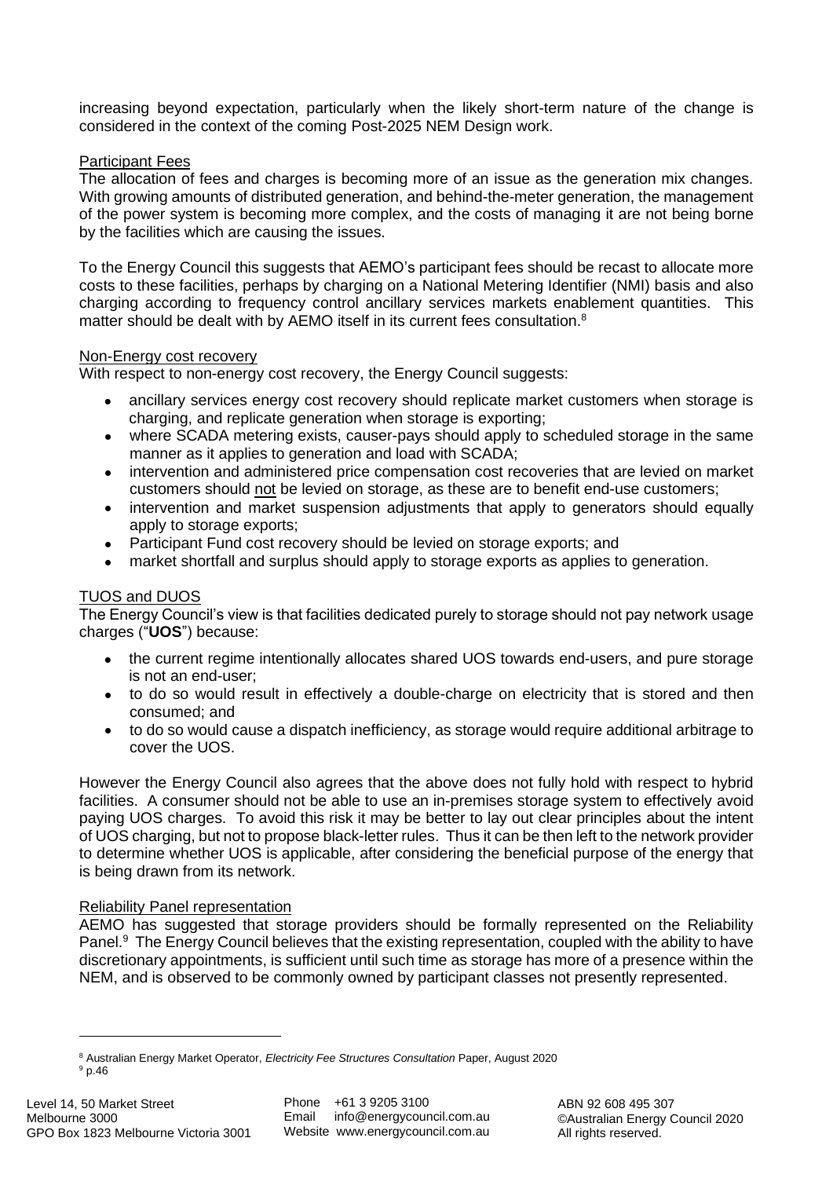increasing beyond expectation, particularly when the likely short-term nature of the change is considered in the context of the coming Post-2025 NEM Design work.

### Participant Fees

The allocation of fees and charges is becoming more of an issue as the generation mix changes. With growing amounts of distributed generation, and behind-the-meter generation, the management of the power system is becoming more complex, and the costs of managing it are not being borne by the facilities which are causing the issues.

To the Energy Council this suggests that AEMO's participant fees should be recast to allocate more costs to these facilities, perhaps by charging on a National Metering Identifier (NMI) basis and also charging according to frequency control ancillary services markets enablement quantities. This matter should be dealt with by AEMO itself in its current fees consultation.[8]

### Non-Energy cost recovery

With respect to non-energy cost recovery, the Energy Council suggests:

- ancillary services energy cost recovery should replicate market customers when storage is charging, and replicate generation when storage is exporting;
- where SCADA metering exists, causer-pays should apply to scheduled storage in the same manner as it applies to generation and load with SCADA;
- intervention and administered price compensation cost recoveries that are levied on market customers should not be levied on storage, as these are to benefit end-use customers;
- intervention and market suspension adjustments that apply to generators should equally apply to storage exports;
- Participant Fund cost recovery should be levied on storage exports; and
- market shortfall and surplus should apply to storage exports as applies to generation.

### TUOS and DUOS

The Energy Council's view is that facilities dedicated purely to storage should not pay network usage charges ("**UOS**") because:

- the current regime intentionally allocates shared UOS towards end-users, and pure storage is not an end-user;
- to do so would result in effectively a double-charge on electricity that is stored and then consumed; and
- to do so would cause a dispatch inefficiency, as storage would require additional arbitrage to cover the UOS.

However the Energy Council also agrees that the above does not fully hold with respect to hybrid facilities. A consumer should not be able to use an in-premises storage system to effectively avoid paying UOS charges. To avoid this risk it may be better to lay out clear principles about the intent of UOS charging, but not to propose black-letter rules. Thus it can be then left to the network provider to determine whether UOS is applicable, after considering the beneficial purpose of the energy that is being drawn from its network.

### Reliability Panel representation

AEMO has suggested that storage providers should be formally represented on the Reliability Panel.[9] The Energy Council believes that the existing representation, coupled with the ability to have discretionary appointments, is sufficient until such time as storage has more of a presence within the NEM, and is observed to be commonly owned by participant classes not presently represented.

---

[8] Australian Energy Market Operator, *Electricity Fee Structures Consultation* Paper, August 2020

[9] p.46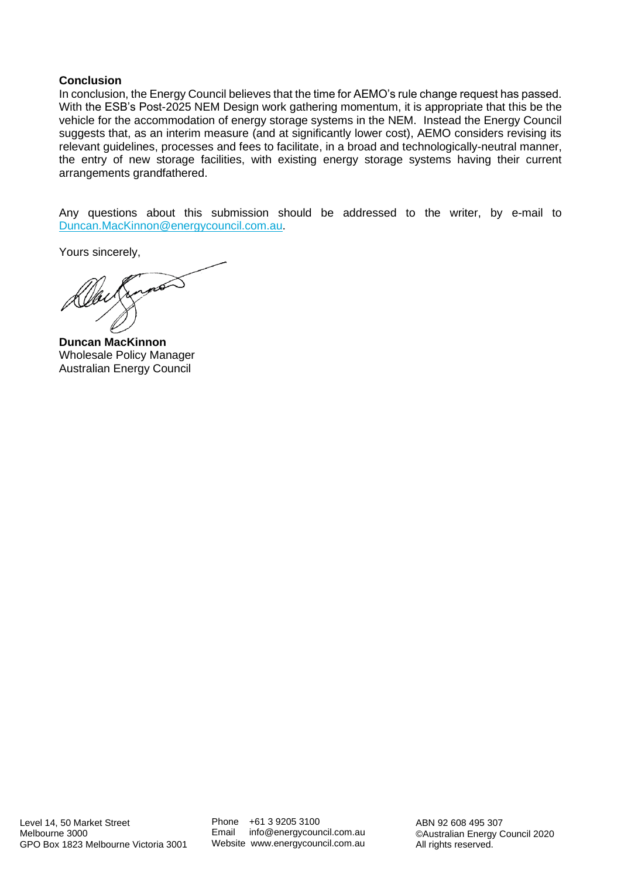**Conclusion**

In conclusion, the Energy Council believes that the time for AEMO's rule change request has passed. With the ESB's Post-2025 NEM Design work gathering momentum, it is appropriate that this be the vehicle for the accommodation of energy storage systems in the NEM. Instead the Energy Council suggests that, as an interim measure (and at significantly lower cost), AEMO considers revising its relevant guidelines, processes and fees to facilitate, in a broad and technologically-neutral manner, the entry of new storage facilities, with existing energy storage systems having their current arrangements grandfathered.

Any questions about this submission should be addressed to the writer, by e-mail to Duncan.MacKinnon@energycouncil.com.au.

Yours sincerely,

**Duncan MacKinnon**
Wholesale Policy Manager
Australian Energy Council

Level 14, 50 Market Street
Melbourne 3000
GPO Box 1823 Melbourne Victoria 3001

Phone +61 3 9205 3100
Email info@energycouncil.com.au
Website www.energycouncil.com.au

ABN 92 608 495 307
©Australian Energy Council 2020
All rights reserved.